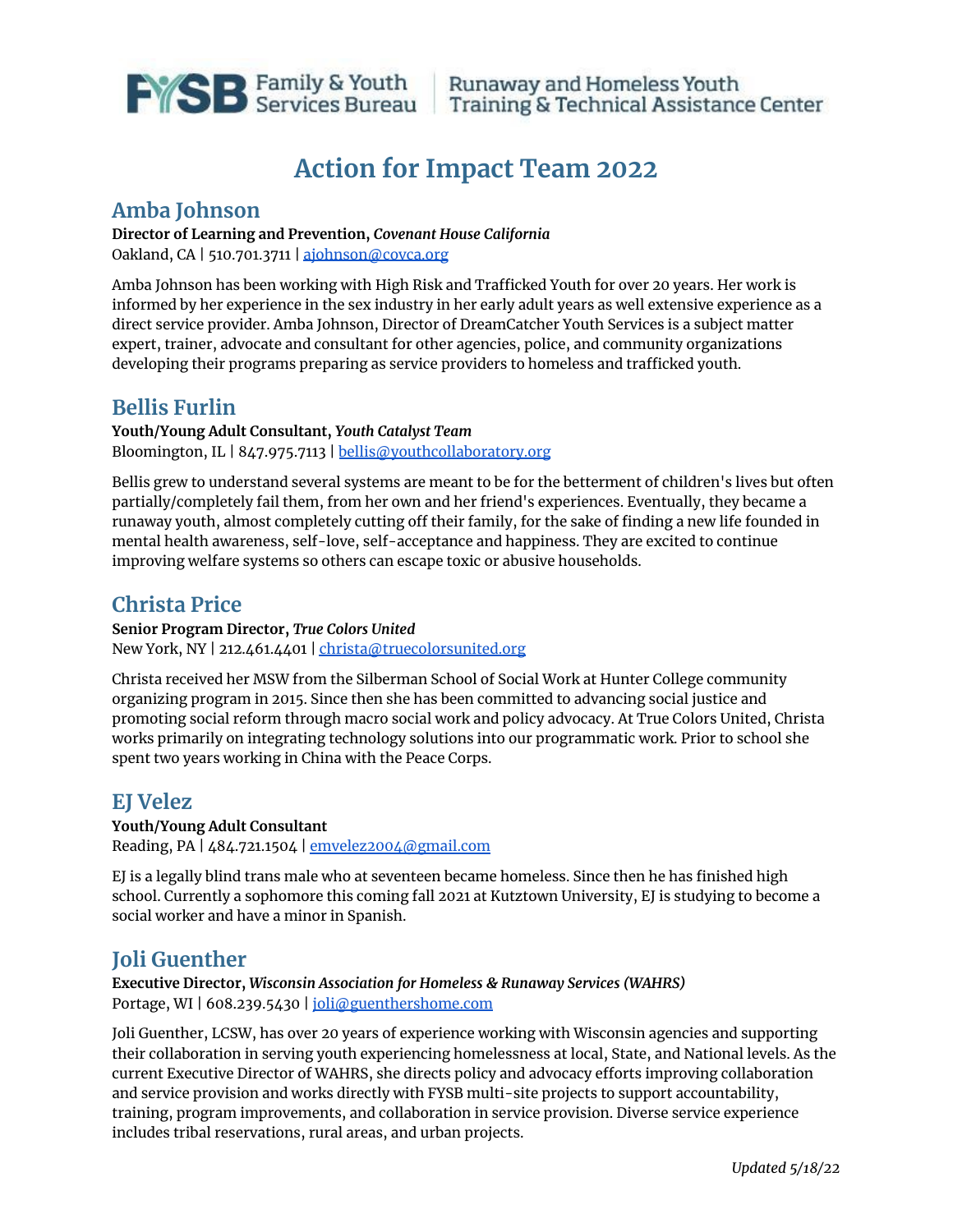Family & Youth Services Bureau | Runaway and Homeless Youth Training & Technical Assistance Center

# Action for Impact Team 2022

## Amba Johnson

**Director of Learning and Prevention,** ***Covenant House California***
Oakland, CA | 510.701.3711 | ajohnson@covca.org

Amba Johnson has been working with High Risk and Trafficked Youth for over 20 years. Her work is informed by her experience in the sex industry in her early adult years as well extensive experience as a direct service provider. Amba Johnson, Director of DreamCatcher Youth Services is a subject matter expert, trainer, advocate and consultant for other agencies, police, and community organizations developing their programs preparing as service providers to homeless and trafficked youth.

## Bellis Furlin

**Youth/Young Adult Consultant,** ***Youth Catalyst Team***
Bloomington, IL | 847.975.7113 | bellis@youthcollaboratory.org

Bellis grew to understand several systems are meant to be for the betterment of children's lives but often partially/completely fail them, from her own and her friend's experiences. Eventually, they became a runaway youth, almost completely cutting off their family, for the sake of finding a new life founded in mental health awareness, self-love, self-acceptance and happiness. They are excited to continue improving welfare systems so others can escape toxic or abusive households.

## Christa Price

**Senior Program Director,** ***True Colors United***
New York, NY | 212.461.4401 | christa@truecolorsunited.org

Christa received her MSW from the Silberman School of Social Work at Hunter College community organizing program in 2015. Since then she has been committed to advancing social justice and promoting social reform through macro social work and policy advocacy. At True Colors United, Christa works primarily on integrating technology solutions into our programmatic work. Prior to school she spent two years working in China with the Peace Corps.

## EJ Velez

**Youth/Young Adult Consultant**
Reading, PA | 484.721.1504 | emvelez2004@gmail.com

EJ is a legally blind trans male who at seventeen became homeless. Since then he has finished high school. Currently a sophomore this coming fall 2021 at Kutztown University, EJ is studying to become a social worker and have a minor in Spanish.

## Joli Guenther

**Executive Director,** ***Wisconsin Association for Homeless & Runaway Services (WAHRS)***
Portage, WI | 608.239.5430 | joli@guenthershome.com

Joli Guenther, LCSW, has over 20 years of experience working with Wisconsin agencies and supporting their collaboration in serving youth experiencing homelessness at local, State, and National levels. As the current Executive Director of WAHRS, she directs policy and advocacy efforts improving collaboration and service provision and works directly with FYSB multi-site projects to support accountability, training, program improvements, and collaboration in service provision. Diverse service experience includes tribal reservations, rural areas, and urban projects.

*Updated 5/18/22*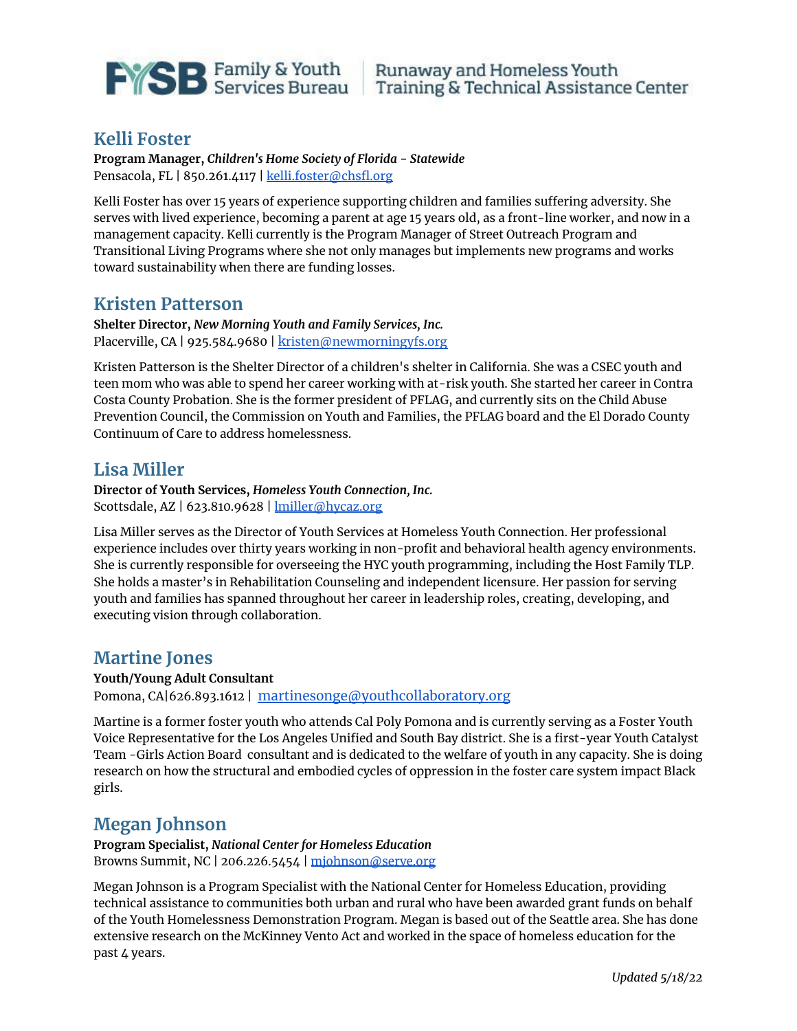## Kelli Foster

**Program Manager,** ***Children's Home Society of Florida - Statewide***
Pensacola, FL | 850.261.4117 | kelli.foster@chsfl.org

Kelli Foster has over 15 years of experience supporting children and families suffering adversity. She serves with lived experience, becoming a parent at age 15 years old, as a front-line worker, and now in a management capacity. Kelli currently is the Program Manager of Street Outreach Program and Transitional Living Programs where she not only manages but implements new programs and works toward sustainability when there are funding losses.

## Kristen Patterson

**Shelter Director,** ***New Morning Youth and Family Services, Inc.***
Placerville, CA | 925.584.9680 | kristen@newmorningyfs.org

Kristen Patterson is the Shelter Director of a children's shelter in California. She was a CSEC youth and teen mom who was able to spend her career working with at-risk youth. She started her career in Contra Costa County Probation. She is the former president of PFLAG, and currently sits on the Child Abuse Prevention Council, the Commission on Youth and Families, the PFLAG board and the El Dorado County Continuum of Care to address homelessness.

## Lisa Miller

**Director of Youth Services,** ***Homeless Youth Connection, Inc.***
Scottsdale, AZ | 623.810.9628 | lmiller@hycaz.org

Lisa Miller serves as the Director of Youth Services at Homeless Youth Connection. Her professional experience includes over thirty years working in non-profit and behavioral health agency environments. She is currently responsible for overseeing the HYC youth programming, including the Host Family TLP. She holds a master's in Rehabilitation Counseling and independent licensure. Her passion for serving youth and families has spanned throughout her career in leadership roles, creating, developing, and executing vision through collaboration.

## Martine Jones

**Youth/Young Adult Consultant**
Pomona, CA|626.893.1612 | martinesonge@youthcollaboratory.org

Martine is a former foster youth who attends Cal Poly Pomona and is currently serving as a Foster Youth Voice Representative for the Los Angeles Unified and South Bay district. She is a first-year Youth Catalyst Team -Girls Action Board consultant and is dedicated to the welfare of youth in any capacity. She is doing research on how the structural and embodied cycles of oppression in the foster care system impact Black girls.

## Megan Johnson

**Program Specialist,** ***National Center for Homeless Education***
Browns Summit, NC | 206.226.5454 | mjohnson@serve.org

Megan Johnson is a Program Specialist with the National Center for Homeless Education, providing technical assistance to communities both urban and rural who have been awarded grant funds on behalf of the Youth Homelessness Demonstration Program. Megan is based out of the Seattle area. She has done extensive research on the McKinney Vento Act and worked in the space of homeless education for the past 4 years.

*Updated 5/18/22*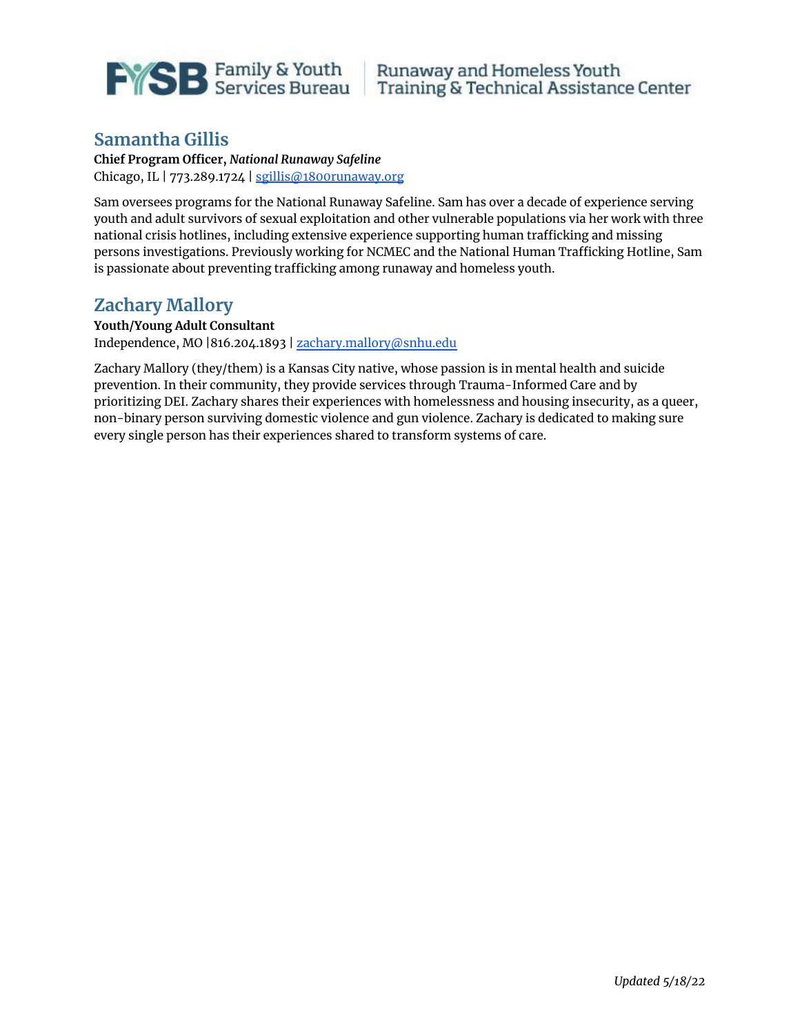## Samantha Gillis

**Chief Program Officer,** ***National Runaway Safeline***
Chicago, IL | 773.289.1724 | sgillis@1800runaway.org

Sam oversees programs for the National Runaway Safeline. Sam has over a decade of experience serving youth and adult survivors of sexual exploitation and other vulnerable populations via her work with three national crisis hotlines, including extensive experience supporting human trafficking and missing persons investigations. Previously working for NCMEC and the National Human Trafficking Hotline, Sam is passionate about preventing trafficking among runaway and homeless youth.

## Zachary Mallory

**Youth/Young Adult Consultant**
Independence, MO |816.204.1893 | zachary.mallory@snhu.edu

Zachary Mallory (they/them) is a Kansas City native, whose passion is in mental health and suicide prevention. In their community, they provide services through Trauma-Informed Care and by prioritizing DEI. Zachary shares their experiences with homelessness and housing insecurity, as a queer, non-binary person surviving domestic violence and gun violence. Zachary is dedicated to making sure every single person has their experiences shared to transform systems of care.